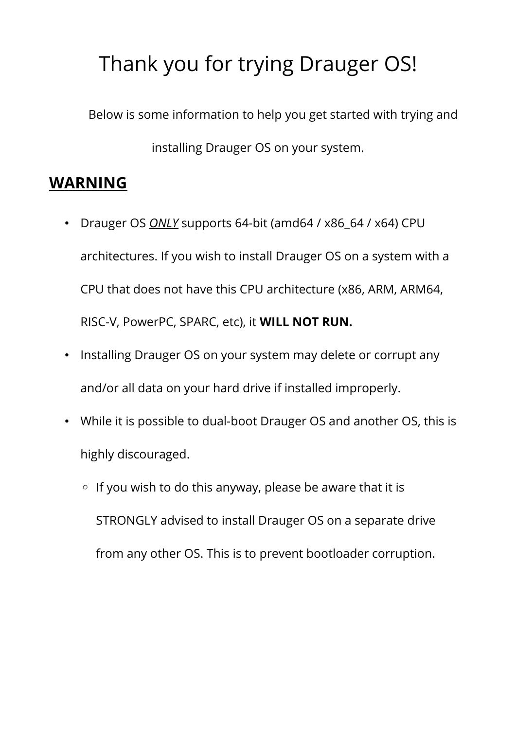# Thank you for trying Drauger OS!

Below is some information to help you get started with trying and installing Drauger OS on your system.

## **WARNING**

- Drauger OS ***ONLY*** supports 64-bit (amd64 / x86_64 / x64) CPU architectures. If you wish to install Drauger OS on a system with a CPU that does not have this CPU architecture (x86, ARM, ARM64, RISC-V, PowerPC, SPARC, etc), it **WILL NOT RUN.**
- Installing Drauger OS on your system may delete or corrupt any and/or all data on your hard drive if installed improperly.
- While it is possible to dual-boot Drauger OS and another OS, this is highly discouraged.
    - If you wish to do this anyway, please be aware that it is STRONGLY advised to install Drauger OS on a separate drive from any other OS. This is to prevent bootloader corruption.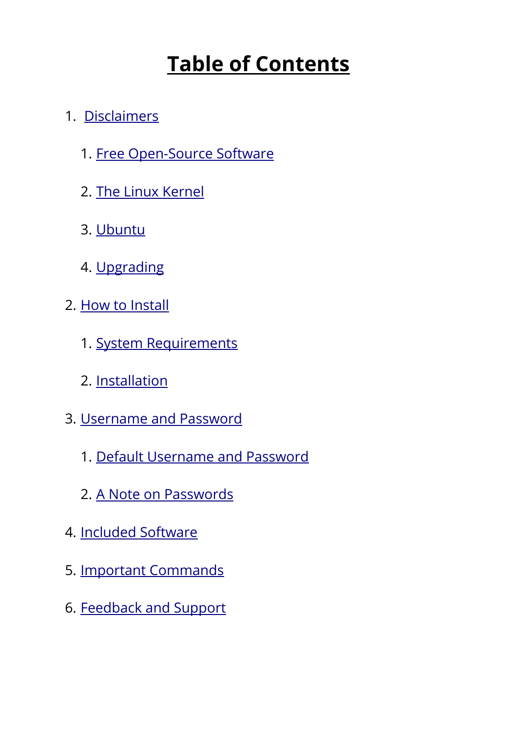# Table of Contents

1. Disclaimers
    1. Free Open-Source Software
    2. The Linux Kernel
    3. Ubuntu
    4. Upgrading
2. How to Install
    1. System Requirements
    2. Installation
3. Username and Password
    1. Default Username and Password
    2. A Note on Passwords
4. Included Software
5. Important Commands
6. Feedback and Support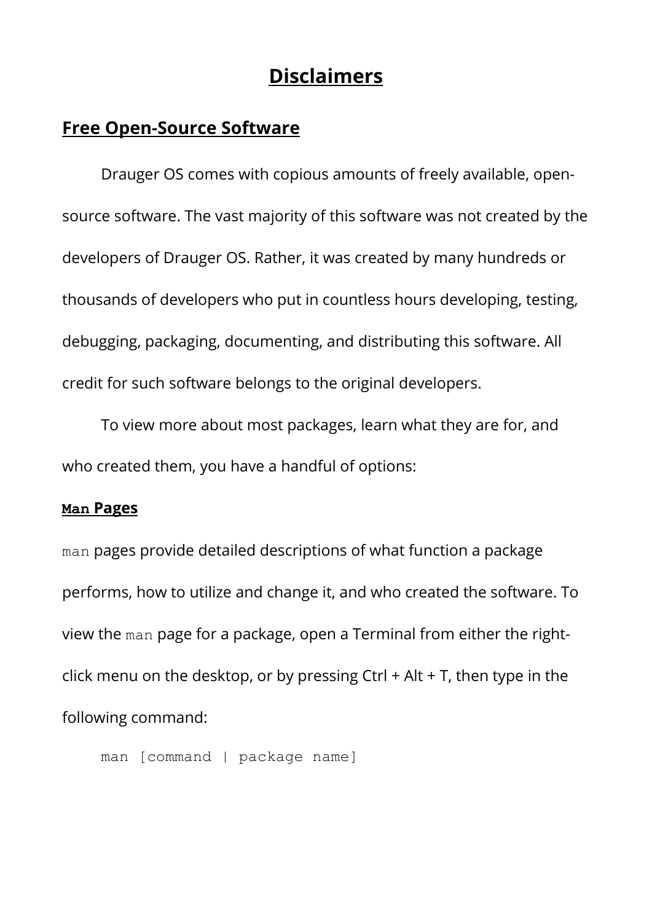# Disclaimers

## Free Open-Source Software

Drauger OS comes with copious amounts of freely available, open-source software. The vast majority of this software was not created by the developers of Drauger OS. Rather, it was created by many hundreds or thousands of developers who put in countless hours developing, testing, debugging, packaging, documenting, and distributing this software. All credit for such software belongs to the original developers.

To view more about most packages, learn what they are for, and who created them, you have a handful of options:

### `Man` Pages

`man` pages provide detailed descriptions of what function a package performs, how to utilize and change it, and who created the software. To view the `man` page for a package, open a Terminal from either the right-click menu on the desktop, or by pressing Ctrl + Alt + T, then type in the following command:

```
man [command | package name]
```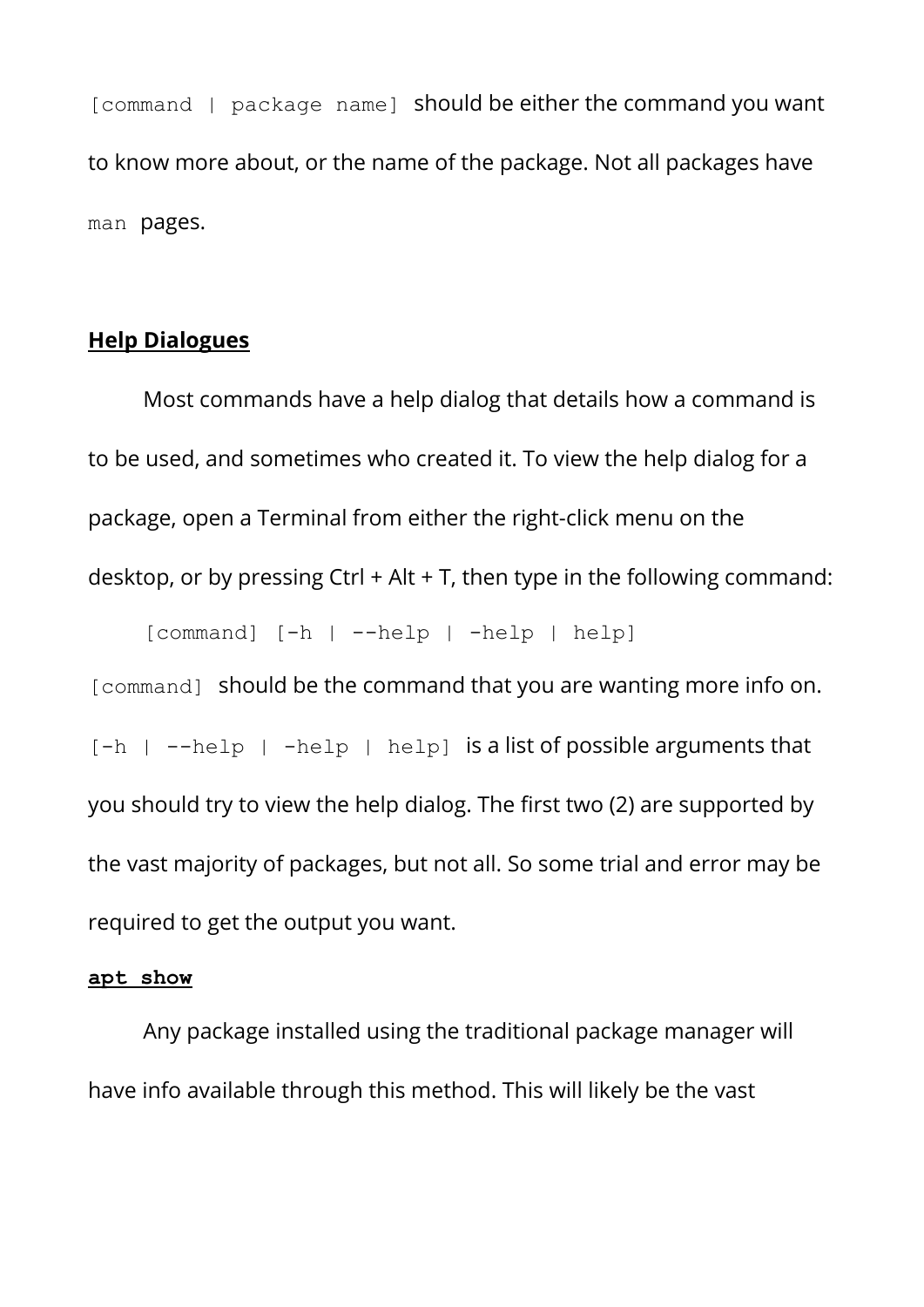`[command | package name]` should be either the command you want to know more about, or the name of the package. Not all packages have `man` pages.

## **Help Dialogues**

Most commands have a help dialog that details how a command is to be used, and sometimes who created it. To view the help dialog for a package, open a Terminal from either the right-click menu on the desktop, or by pressing Ctrl + Alt + T, then type in the following command:

```
[command] [-h | --help | -help | help]
```

`[command]` should be the command that you are wanting more info on. `[-h | --help | -help | help]` is a list of possible arguments that you should try to view the help dialog. The first two (2) are supported by the vast majority of packages, but not all. So some trial and error may be required to get the output you want.

### **`apt show`**

Any package installed using the traditional package manager will have info available through this method. This will likely be the vast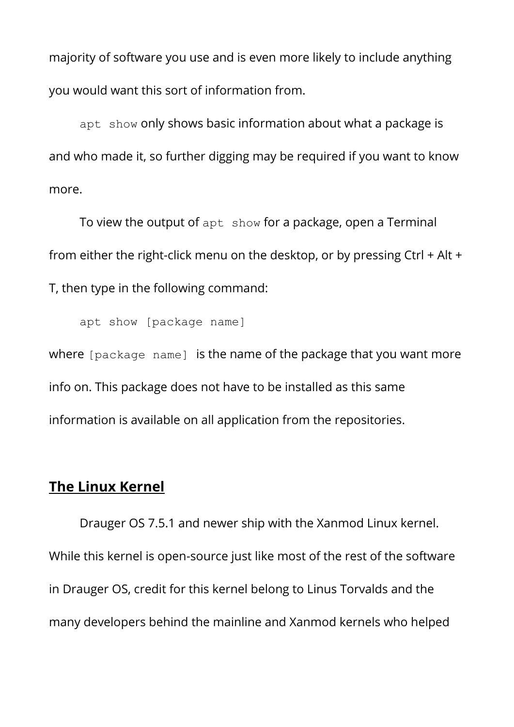majority of software you use and is even more likely to include anything you would want this sort of information from.

`apt show` only shows basic information about what a package is and who made it, so further digging may be required if you want to know more.

To view the output of `apt show` for a package, open a Terminal from either the right-click menu on the desktop, or by pressing Ctrl + Alt + T, then type in the following command:

```
apt show [package name]
```

where `[package name]` is the name of the package that you want more info on. This package does not have to be installed as this same information is available on all application from the repositories.

## The Linux Kernel

Drauger OS 7.5.1 and newer ship with the Xanmod Linux kernel. While this kernel is open-source just like most of the rest of the software in Drauger OS, credit for this kernel belong to Linus Torvalds and the many developers behind the mainline and Xanmod kernels who helped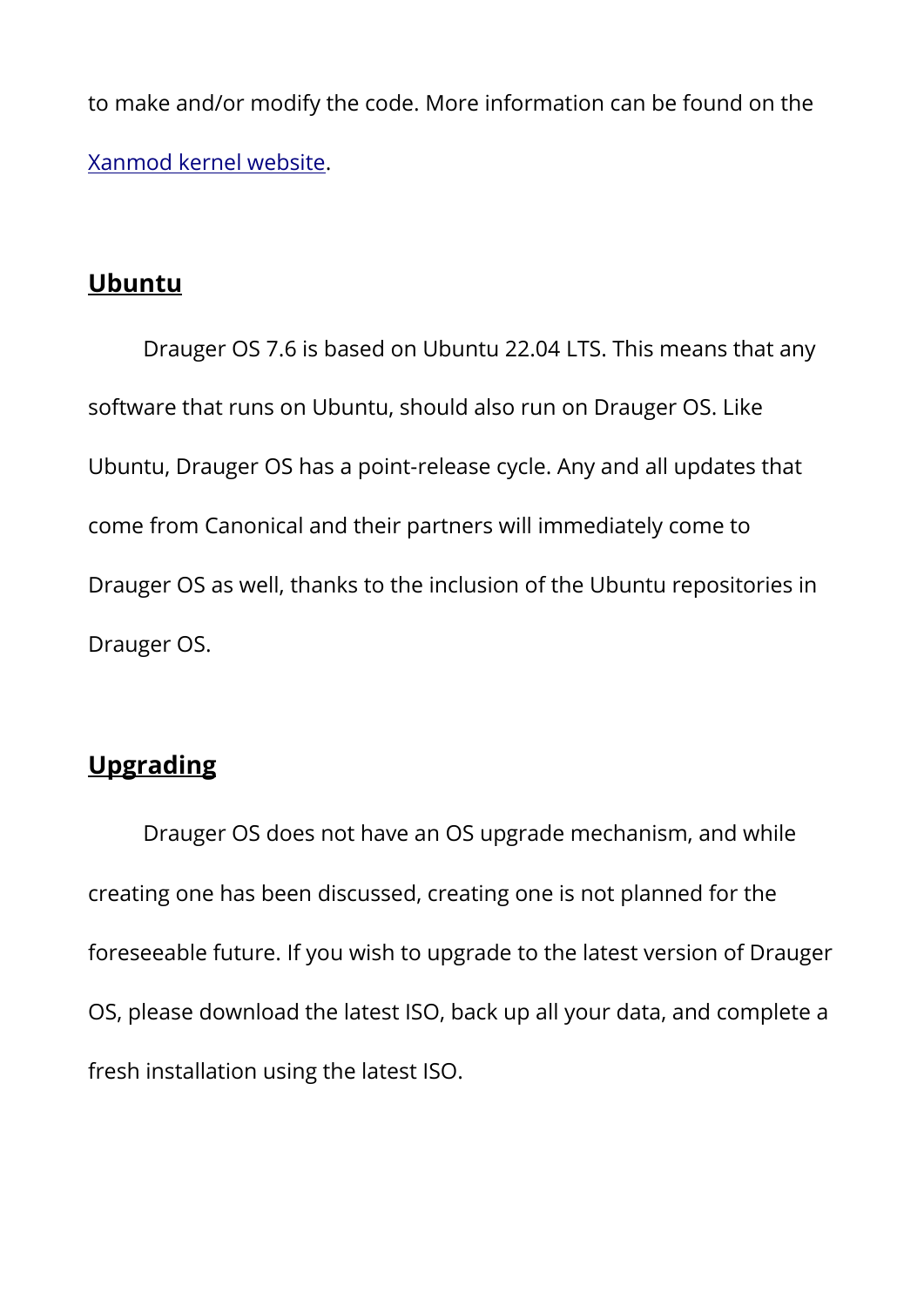to make and/or modify the code. More information can be found on the Xanmod kernel website.

## Ubuntu

Drauger OS 7.6 is based on Ubuntu 22.04 LTS. This means that any software that runs on Ubuntu, should also run on Drauger OS. Like Ubuntu, Drauger OS has a point-release cycle. Any and all updates that come from Canonical and their partners will immediately come to Drauger OS as well, thanks to the inclusion of the Ubuntu repositories in Drauger OS.

## Upgrading

Drauger OS does not have an OS upgrade mechanism, and while creating one has been discussed, creating one is not planned for the foreseeable future. If you wish to upgrade to the latest version of Drauger OS, please download the latest ISO, back up all your data, and complete a fresh installation using the latest ISO.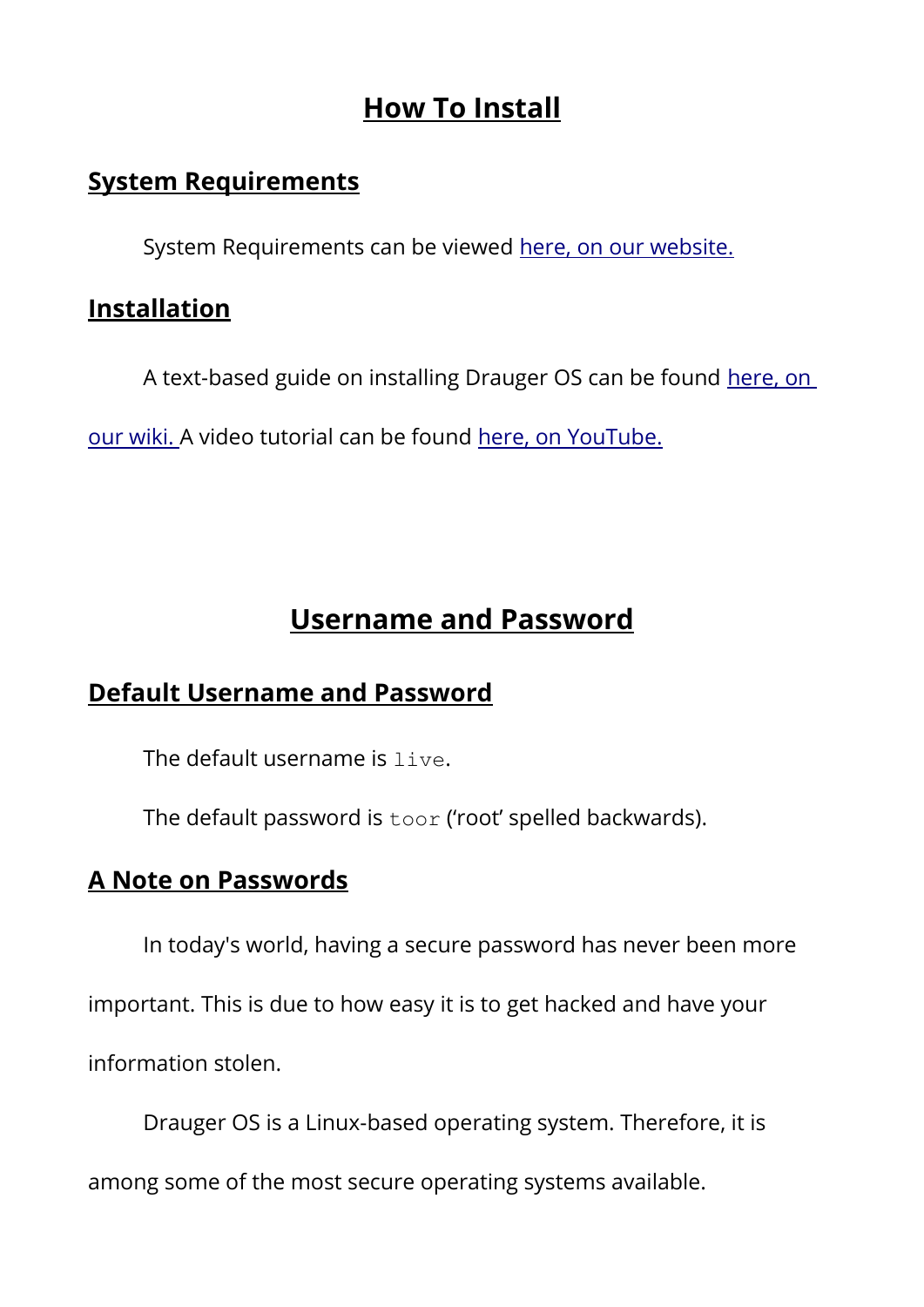# How To Install

## System Requirements

System Requirements can be viewed here, on our website.

## Installation

A text-based guide on installing Drauger OS can be found here, on our wiki. A video tutorial can be found here, on YouTube.

# Username and Password

## Default Username and Password

The default username is `live`.

The default password is `toor` ('root' spelled backwards).

## A Note on Passwords

In today's world, having a secure password has never been more important. This is due to how easy it is to get hacked and have your information stolen.

Drauger OS is a Linux-based operating system. Therefore, it is among some of the most secure operating systems available.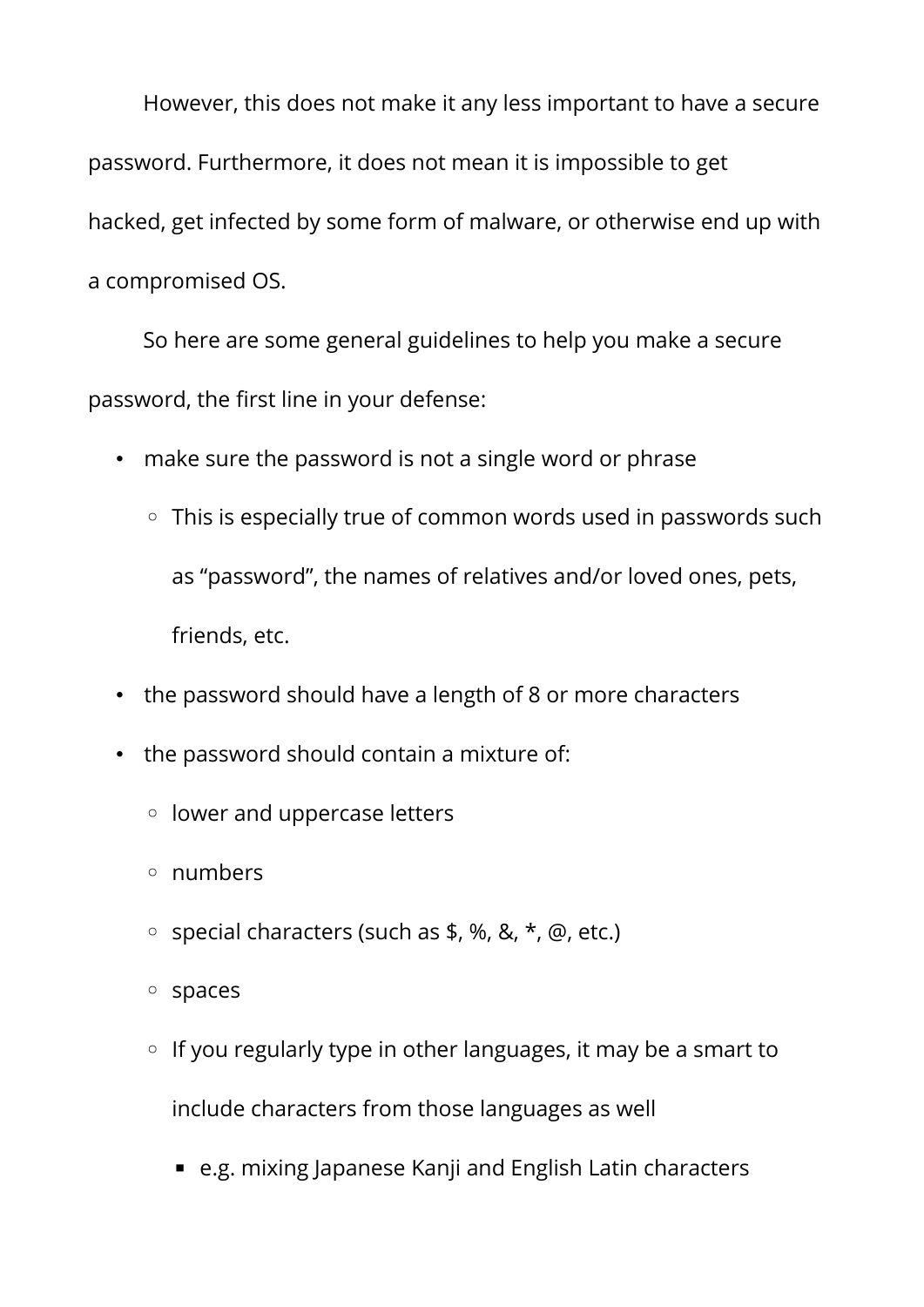However, this does not make it any less important to have a secure password. Furthermore, it does not mean it is impossible to get hacked, get infected by some form of malware, or otherwise end up with a compromised OS.

So here are some general guidelines to help you make a secure password, the first line in your defense:

- make sure the password is not a single word or phrase
  - This is especially true of common words used in passwords such as “password”, the names of relatives and/or loved ones, pets, friends, etc.
- the password should have a length of 8 or more characters
- the password should contain a mixture of:
  - lower and uppercase letters
  - numbers
  - special characters (such as $, %, &, *, @, etc.)
  - spaces
  - If you regularly type in other languages, it may be a smart to include characters from those languages as well
    - e.g. mixing Japanese Kanji and English Latin characters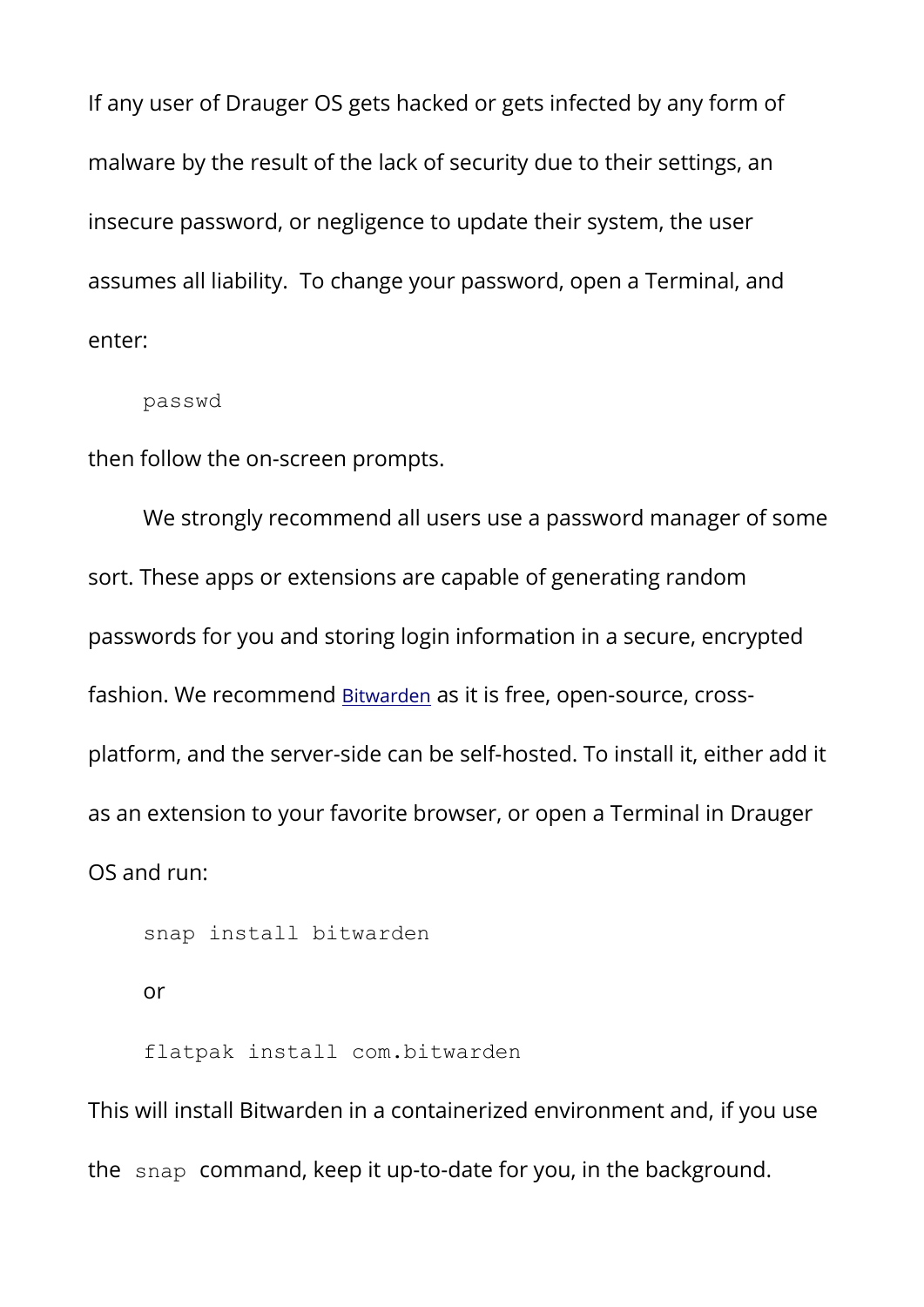If any user of Drauger OS gets hacked or gets infected by any form of malware by the result of the lack of security due to their settings, an insecure password, or negligence to update their system, the user assumes all liability.  To change your password, open a Terminal, and enter:

```
passwd
```

then follow the on-screen prompts.

We strongly recommend all users use a password manager of some sort. These apps or extensions are capable of generating random passwords for you and storing login information in a secure, encrypted fashion. We recommend Bitwarden as it is free, open-source, cross-platform, and the server-side can be self-hosted. To install it, either add it as an extension to your favorite browser, or open a Terminal in Drauger OS and run:

```
snap install bitwarden
```

or

```
flatpak install com.bitwarden
```

This will install Bitwarden in a containerized environment and, if you use the `snap` command, keep it up-to-date for you, in the background.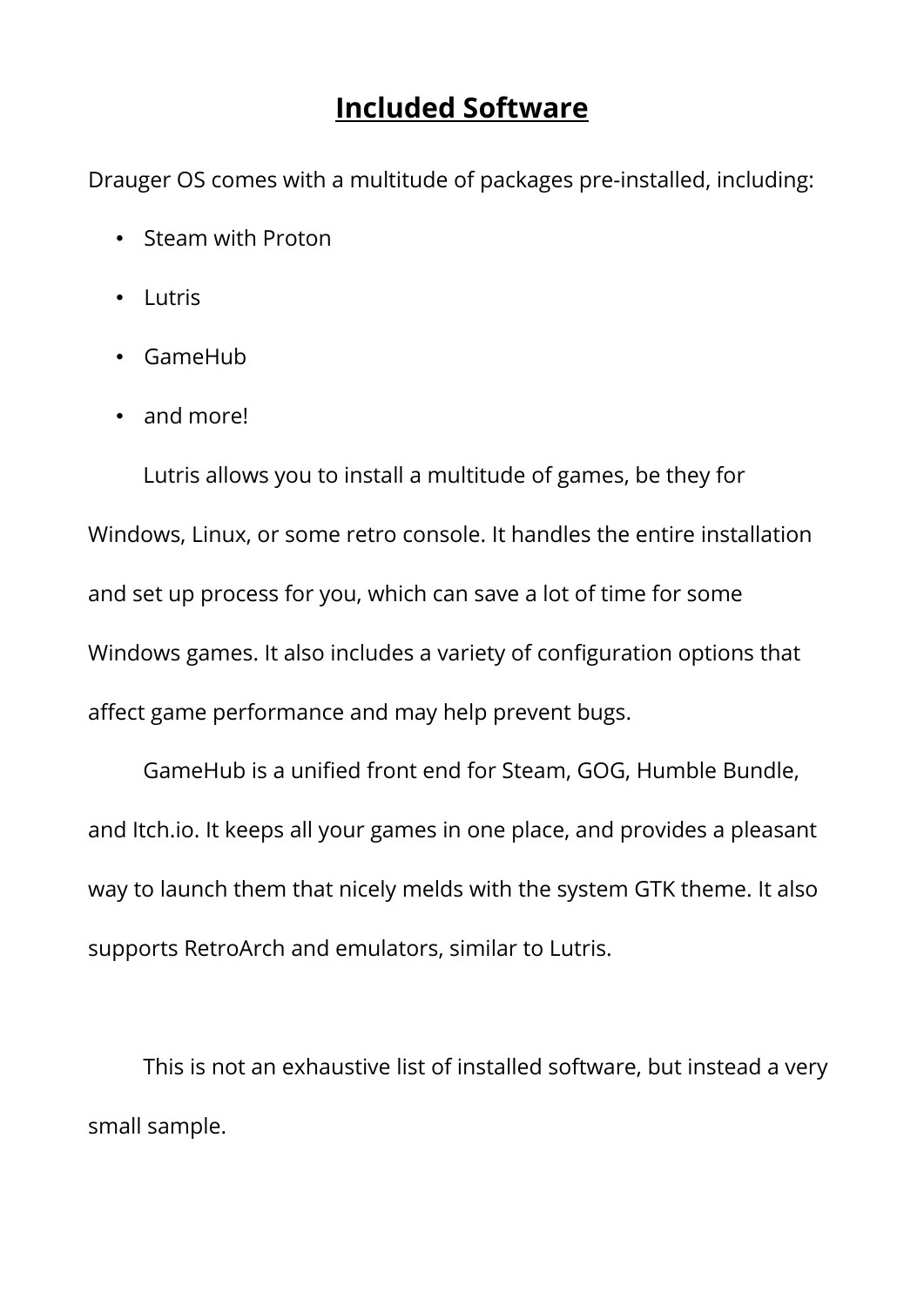# **Included Software**

Drauger OS comes with a multitude of packages pre-installed, including:

- Steam with Proton
- Lutris
- GameHub
- and more!

Lutris allows you to install a multitude of games, be they for Windows, Linux, or some retro console. It handles the entire installation and set up process for you, which can save a lot of time for some Windows games. It also includes a variety of configuration options that affect game performance and may help prevent bugs.

GameHub is a unified front end for Steam, GOG, Humble Bundle, and Itch.io. It keeps all your games in one place, and provides a pleasant way to launch them that nicely melds with the system GTK theme. It also supports RetroArch and emulators, similar to Lutris.

This is not an exhaustive list of installed software, but instead a very small sample.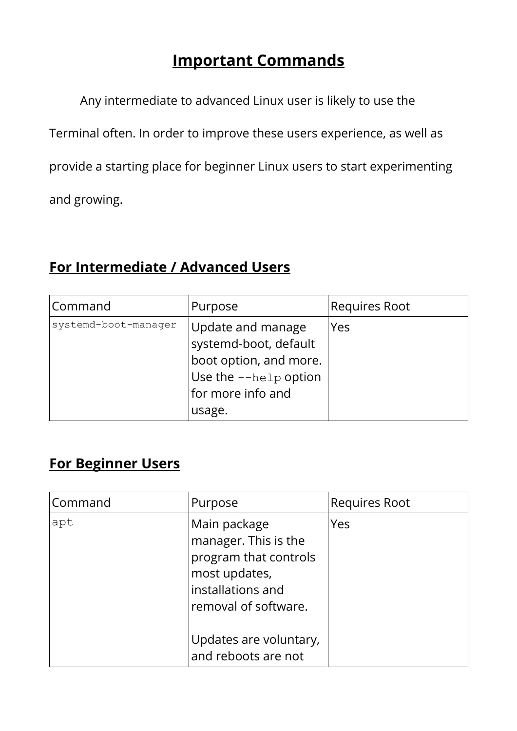# Important Commands

Any intermediate to advanced Linux user is likely to use the Terminal often. In order to improve these users experience, as well as provide a starting place for beginner Linux users to start experimenting and growing.

## For Intermediate / Advanced Users

| Command | Purpose | Requires Root |
|---|---|---|
| `systemd-boot-manager` | Update and manage systemd-boot, default boot option, and more. Use the `--help` option for more info and usage. | Yes |

## For Beginner Users

| Command | Purpose | Requires Root |
|---|---|---|
| `apt` | Main package manager. This is the program that controls most updates, installations and removal of software.<br><br>Updates are voluntary, and reboots are not | Yes |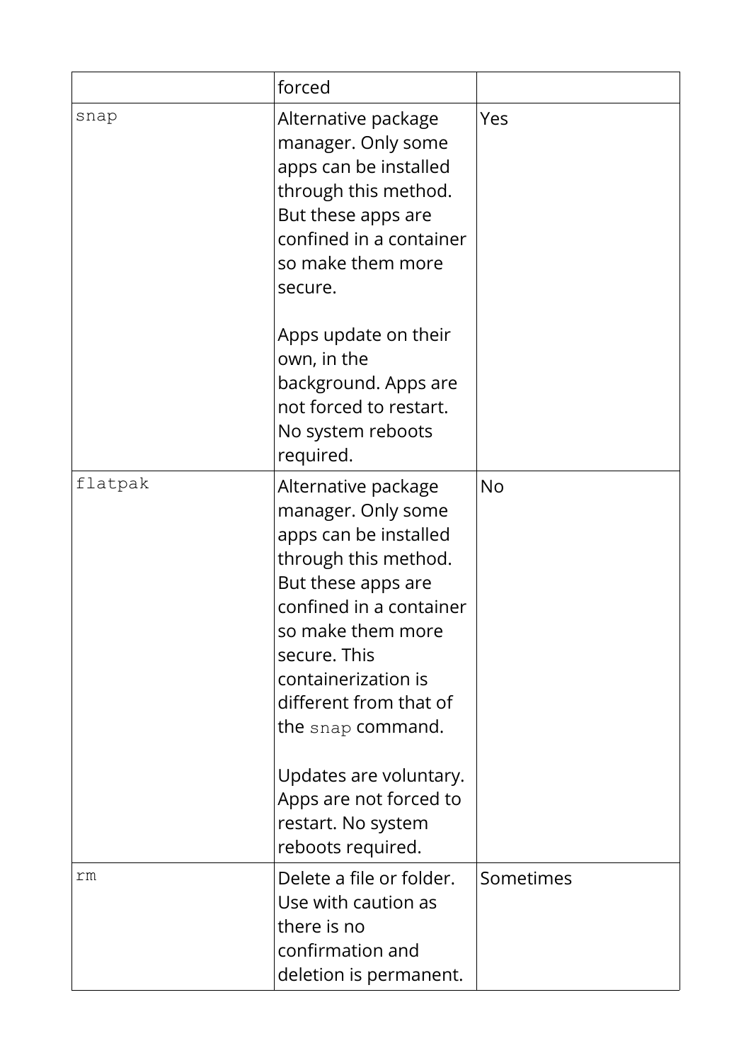| | | |
|---|---|---|
| | forced | |
| `snap` | Alternative package manager. Only some apps can be installed through this method. But these apps are confined in a container so make them more secure.<br><br>Apps update on their own, in the background. Apps are not forced to restart. No system reboots required. | Yes |
| `flatpak` | Alternative package manager. Only some apps can be installed through this method. But these apps are confined in a container so make them more secure. This containerization is different from that of the `snap` command.<br><br>Updates are voluntary. Apps are not forced to restart. No system reboots required. | No |
| `rm` | Delete a file or folder. Use with caution as there is no confirmation and deletion is permanent. | Sometimes |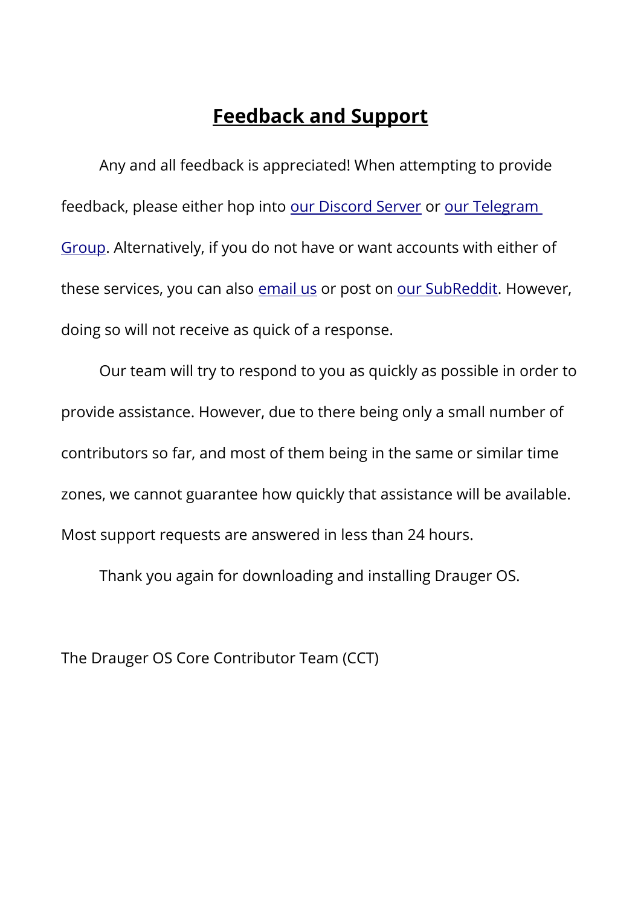# Feedback and Support

Any and all feedback is appreciated! When attempting to provide feedback, please either hop into our Discord Server or our Telegram Group. Alternatively, if you do not have or want accounts with either of these services, you can also email us or post on our SubReddit. However, doing so will not receive as quick of a response.

Our team will try to respond to you as quickly as possible in order to provide assistance. However, due to there being only a small number of contributors so far, and most of them being in the same or similar time zones, we cannot guarantee how quickly that assistance will be available. Most support requests are answered in less than 24 hours.

Thank you again for downloading and installing Drauger OS.

The Drauger OS Core Contributor Team (CCT)